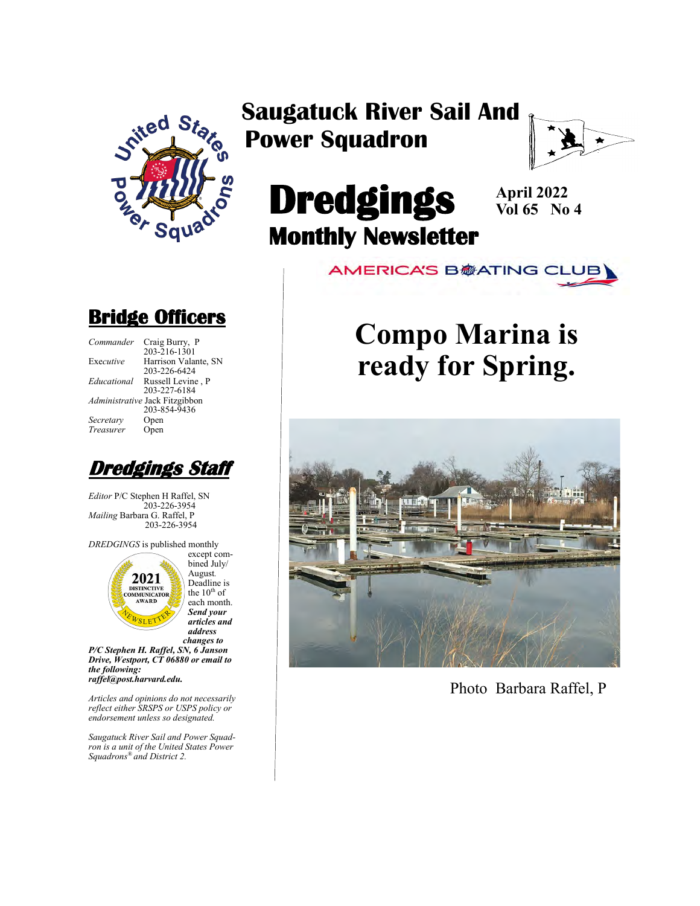# Saugatuck River Sail And Power Squadron

# Dredgings

## Monthly Newsletter

**April 2022**
**Vol 65 No 4**

AMERICA'S BOATING CLUB

## Bridge Officers

| | |
|---|---|
| *Commander* | Craig Burry, P 203-216-1301 |
| Exe*cutive* | Harrison Valante, SN 203-226-6424 |
| *Educational* | Russell Levine , P 203-227-6184 |
| *Administrative* | Jack Fitzgibbon 203-854-9436 |
| *Secretary* | Open |
| *Treasurer* | Open |

## *Dredgings Staff*

*Editor* P/C Stephen H Raffel, SN 203-226-3954
*Mailing* Barbara G. Raffel, P 203-226-3954

*DREDGINGS* is published monthly except combined July/ August. Deadline is the 10th of each month. ***Send your articles and address changes to P/C Stephen H. Raffel, SN, 6 Janson Drive, Westport, CT 06880 or email to the following: raffel@post.harvard.edu.***

2021 DISTINCTIVE COMMUNICATOR AWARD NEWSLETTER

*Articles and opinions do not necessarily reflect either SRSPS or USPS policy or endorsement unless so designated.*

*Saugatuck River Sail and Power Squadron is a unit of the United States Power Squadrons® and District 2.*

# Compo Marina is ready for Spring.

Photo Barbara Raffel, P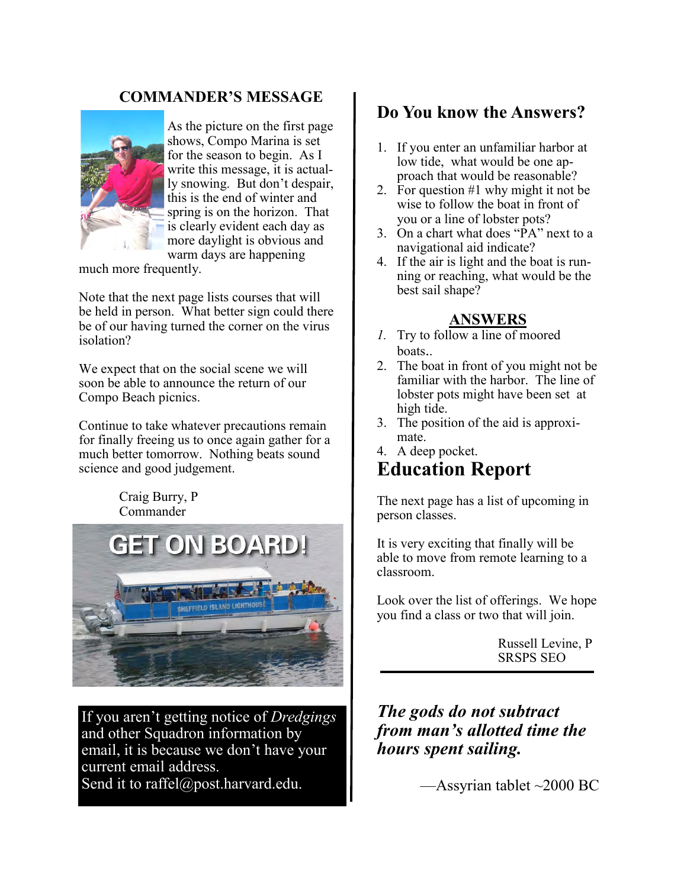## COMMANDER'S MESSAGE

As the picture on the first page shows, Compo Marina is set for the season to begin. As I write this message, it is actually snowing. But don't despair, this is the end of winter and spring is on the horizon. That is clearly evident each day as more daylight is obvious and warm days are happening much more frequently.

Note that the next page lists courses that will be held in person. What better sign could there be of our having turned the corner on the virus isolation?

We expect that on the social scene we will soon be able to announce the return of our Compo Beach picnics.

Continue to take whatever precautions remain for finally freeing us to once again gather for a much better tomorrow. Nothing beats sound science and good judgement.

Craig Burry, P
Commander

GET ON BOARD!

If you aren't getting notice of *Dredgings* and other Squadron information by email, it is because we don't have your current email address.
Send it to raffel@post.harvard.edu.

## Do You know the Answers?

1. If you enter an unfamiliar harbor at low tide, what would be one approach that would be reasonable?
2. For question #1 why might it not be wise to follow the boat in front of you or a line of lobster pots?
3. On a chart what does "PA" next to a navigational aid indicate?
4. If the air is light and the boat is running or reaching, what would be the best sail shape?

### ANSWERS

1. Try to follow a line of moored boats..
2. The boat in front of you might not be familiar with the harbor. The line of lobster pots might have been set at high tide.
3. The position of the aid is approximate.
4. A deep pocket.

# Education Report

The next page has a list of upcoming in person classes.

It is very exciting that finally will be able to move from remote learning to a classroom.

Look over the list of offerings. We hope you find a class or two that will join.

Russell Levine, P
SRSPS SEO

***The gods do not subtract from man's allotted time the hours spent sailing.***

—Assyrian tablet ~2000 BC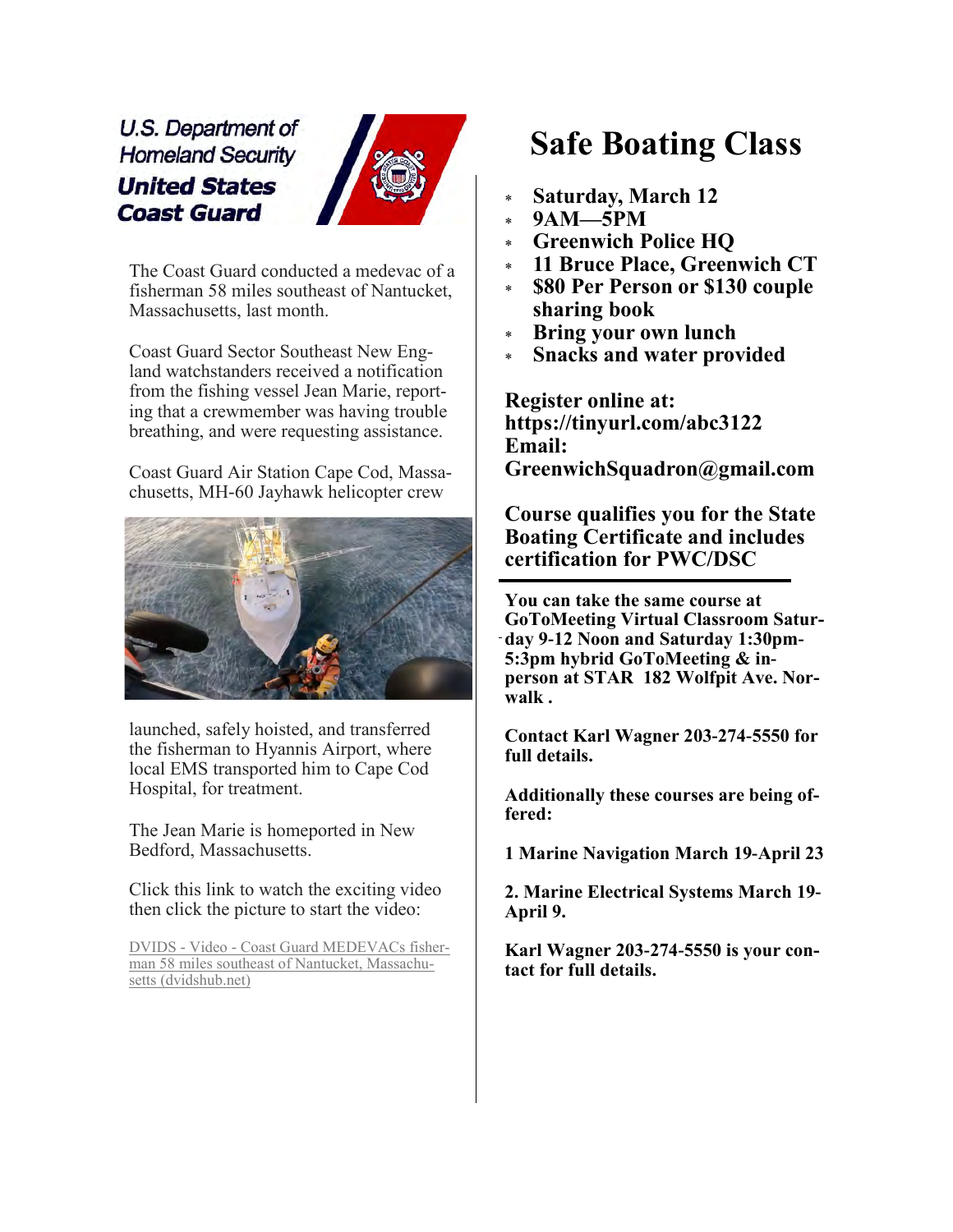U.S. Department of Homeland Security
United States Coast Guard

The Coast Guard conducted a medevac of a fisherman 58 miles southeast of Nantucket, Massachusetts, last month.

Coast Guard Sector Southeast New England watchstanders received a notification from the fishing vessel Jean Marie, reporting that a crewmember was having trouble breathing, and were requesting assistance.

Coast Guard Air Station Cape Cod, Massachusetts, MH-60 Jayhawk helicopter crew launched, safely hoisted, and transferred the fisherman to Hyannis Airport, where local EMS transported him to Cape Cod Hospital, for treatment.

The Jean Marie is homeported in New Bedford, Massachusetts.

Click this link to watch the exciting video then click the picture to start the video:

DVIDS - Video - Coast Guard MEDEVACs fisherman 58 miles southeast of Nantucket, Massachusetts (dvidshub.net)

# Safe Boating Class

- **Saturday, March 12**
- **9AM—5PM**
- **Greenwich Police HQ**
- **11 Bruce Place, Greenwich CT**
- **$80 Per Person or $130 couple sharing book**
- **Bring your own lunch**
- **Snacks and water provided**

**Register online at: https://tinyurl.com/abc3122**
**Email: GreenwichSquadron@gmail.com**

**Course qualifies you for the State Boating Certificate and includes certification for PWC/DSC**

---

**You can take the same course at GoToMeeting Virtual Classroom Saturday 9-12 Noon and Saturday 1:30pm-5:3pm hybrid GoToMeeting & in-person at STAR 182 Wolfpit Ave. Norwalk .**

**Contact Karl Wagner 203-274-5550 for full details.**

**Additionally these courses are being offered:**

**1 Marine Navigation March 19-April 23**

**2. Marine Electrical Systems March 19-April 9.**

**Karl Wagner 203-274-5550 is your contact for full details.**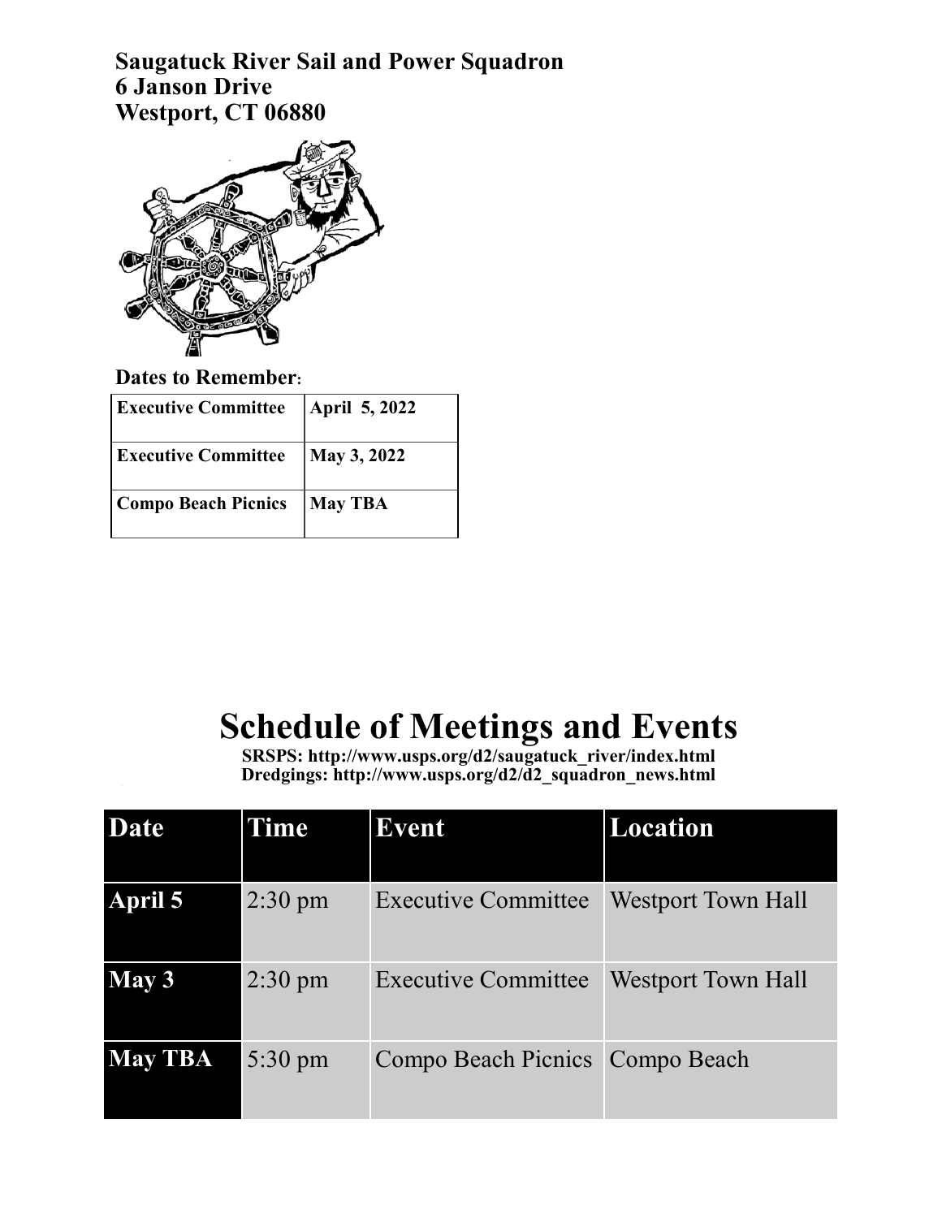**Saugatuck River Sail and Power Squadron**
**6 Janson Drive**
**Westport, CT 06880**

**Dates to Remember:**

| | |
|---|---|
| **Executive Committee** | **April 5, 2022** |
| **Executive Committee** | **May 3, 2022** |
| **Compo Beach Picnics** | **May TBA** |

# Schedule of Meetings and Events

**SRSPS: http://www.usps.org/d2/saugatuck_river/index.html**
**Dredgings: http://www.usps.org/d2/d2_squadron_news.html**

| Date | Time | Event | Location |
|---|---|---|---|
| **April 5** | 2:30 pm | Executive Committee | Westport Town Hall |
| **May 3** | 2:30 pm | Executive Committee | Westport Town Hall |
| **May TBA** | 5:30 pm | Compo Beach Picnics | Compo Beach |